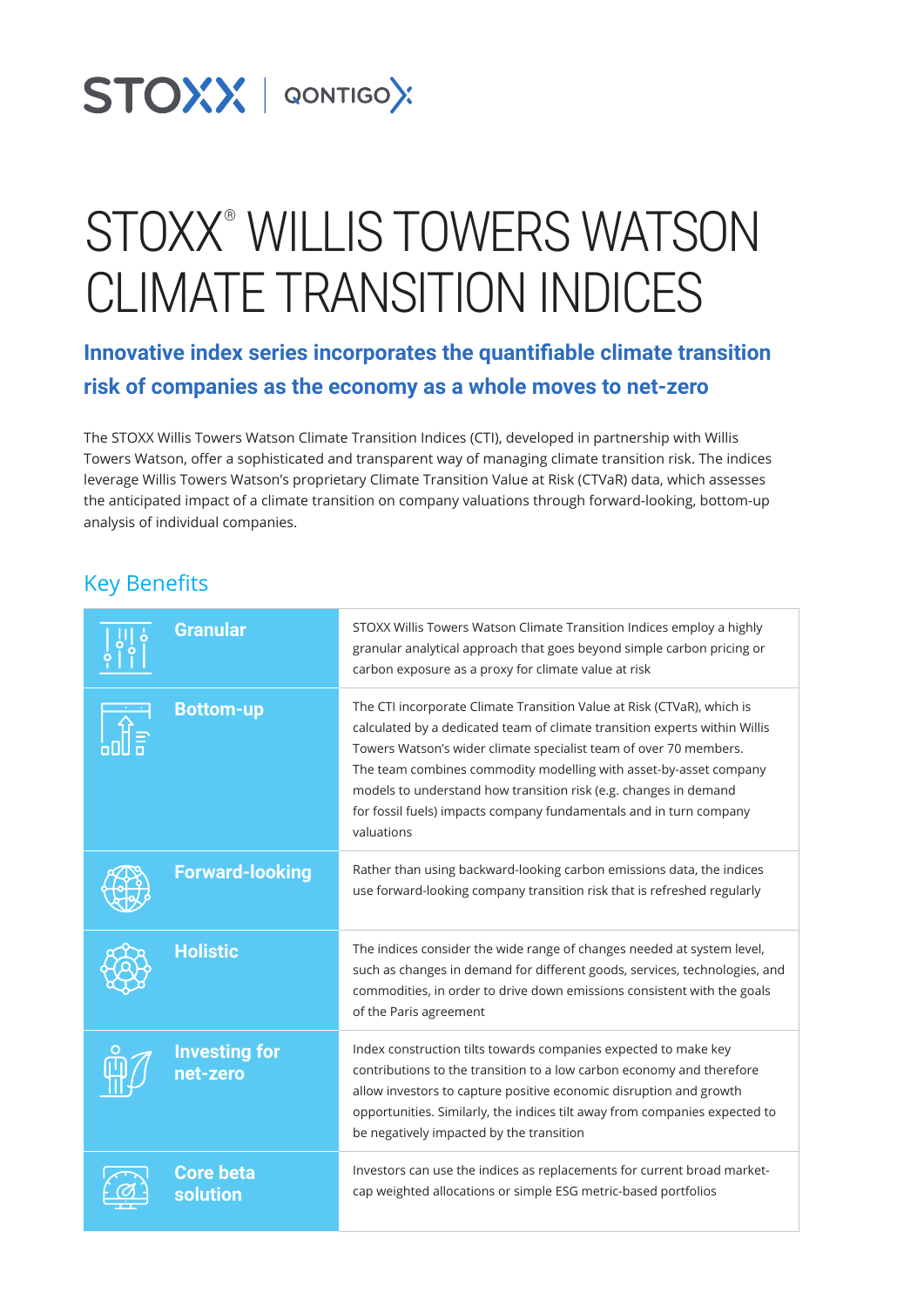STOXX | QONTIGO

# STOXX® WILLIS TOWERS WATSON CLIMATE TRANSITION INDICES

## Innovative index series incorporates the quantifiable climate transition risk of companies as the economy as a whole moves to net-zero

The STOXX Willis Towers Watson Climate Transition Indices (CTI), developed in partnership with Willis Towers Watson, offer a sophisticated and transparent way of managing climate transition risk. The indices leverage Willis Towers Watson's proprietary Climate Transition Value at Risk (CTVaR) data, which assesses the anticipated impact of a climate transition on company valuations through forward-looking, bottom-up analysis of individual companies.

## Key Benefits

| | |
|---|---|
| **Granular** | STOXX Willis Towers Watson Climate Transition Indices employ a highly granular analytical approach that goes beyond simple carbon pricing or carbon exposure as a proxy for climate value at risk |
| **Bottom-up** | The CTI incorporate Climate Transition Value at Risk (CTVaR), which is calculated by a dedicated team of climate transition experts within Willis Towers Watson's wider climate specialist team of over 70 members. The team combines commodity modelling with asset-by-asset company models to understand how transition risk (e.g. changes in demand for fossil fuels) impacts company fundamentals and in turn company valuations |
| **Forward-looking** | Rather than using backward-looking carbon emissions data, the indices use forward-looking company transition risk that is refreshed regularly |
| **Holistic** | The indices consider the wide range of changes needed at system level, such as changes in demand for different goods, services, technologies, and commodities, in order to drive down emissions consistent with the goals of the Paris agreement |
| **Investing for net-zero** | Index construction tilts towards companies expected to make key contributions to the transition to a low carbon economy and therefore allow investors to capture positive economic disruption and growth opportunities. Similarly, the indices tilt away from companies expected to be negatively impacted by the transition |
| **Core beta solution** | Investors can use the indices as replacements for current broad market-cap weighted allocations or simple ESG metric-based portfolios |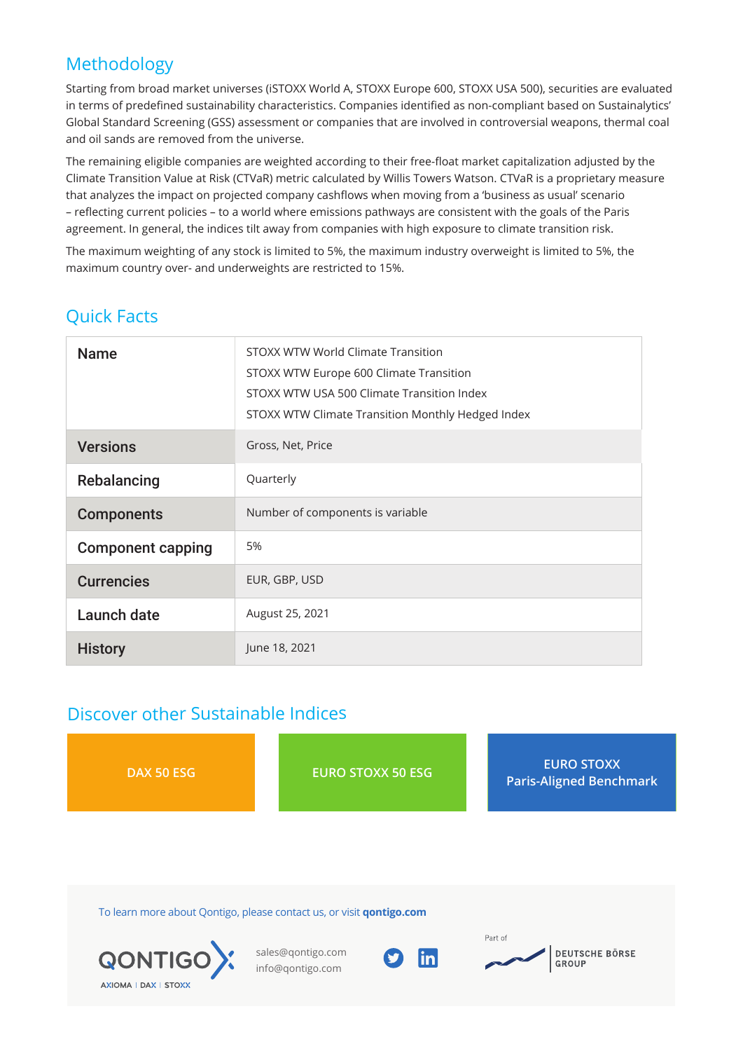## Methodology

Starting from broad market universes (iSTOXX World A, STOXX Europe 600, STOXX USA 500), securities are evaluated in terms of predefined sustainability characteristics. Companies identified as non-compliant based on Sustainalytics' Global Standard Screening (GSS) assessment or companies that are involved in controversial weapons, thermal coal and oil sands are removed from the universe.

The remaining eligible companies are weighted according to their free-float market capitalization adjusted by the Climate Transition Value at Risk (CTVaR) metric calculated by Willis Towers Watson. CTVaR is a proprietary measure that analyzes the impact on projected company cashflows when moving from a 'business as usual' scenario – reflecting current policies – to a world where emissions pathways are consistent with the goals of the Paris agreement. In general, the indices tilt away from companies with high exposure to climate transition risk.

The maximum weighting of any stock is limited to 5%, the maximum industry overweight is limited to 5%, the maximum country over- and underweights are restricted to 15%.

## Quick Facts

| | |
|---|---|
| **Name** | STOXX WTW World Climate Transition<br>STOXX WTW Europe 600 Climate Transition<br>STOXX WTW USA 500 Climate Transition Index<br>STOXX WTW Climate Transition Monthly Hedged Index |
| **Versions** | Gross, Net, Price |
| **Rebalancing** | Quarterly |
| **Components** | Number of components is variable |
| **Component capping** | 5% |
| **Currencies** | EUR, GBP, USD |
| **Launch date** | August 25, 2021 |
| **History** | June 18, 2021 |

## Discover other Sustainable Indices

DAX 50 ESG

EURO STOXX 50 ESG

EURO STOXX Paris-Aligned Benchmark

To learn more about Qontigo, please contact us, or visit **qontigo.com**

QONTIGO
AXIOMA | DAX | STOXX

sales@qontigo.com
info@qontigo.com

Part of DEUTSCHE BÖRSE GROUP